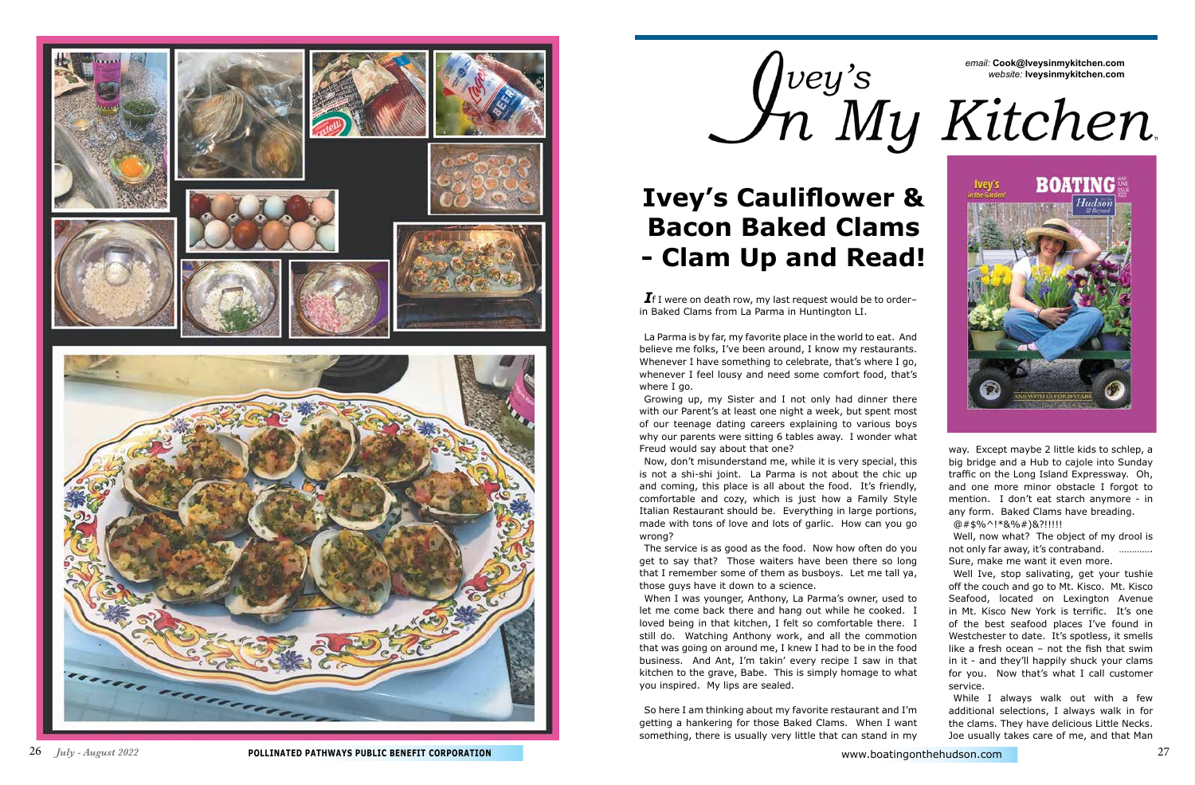# Ivey's In My Kitchen

email: Cook@Iveysinmykitchen.com
website: Iveysinmykitchen.com

## Ivey's Cauliflower & Bacon Baked Clams - Clam Up and Read!

***I***f I were on death row, my last request would be to order– in Baked Clams from La Parma in Huntington LI.

La Parma is by far, my favorite place in the world to eat. And believe me folks, I've been around, I know my restaurants. Whenever I have something to celebrate, that's where I go, whenever I feel lousy and need some comfort food, that's where I go.

Growing up, my Sister and I not only had dinner there with our Parent's at least one night a week, but spent most of our teenage dating careers explaining to various boys why our parents were sitting 6 tables away. I wonder what Freud would say about that one?

Now, don't misunderstand me, while it is very special, this is not a shi-shi joint. La Parma is not about the chic up and coming, this place is all about the food. It's friendly, comfortable and cozy, which is just how a Family Style Italian Restaurant should be. Everything in large portions, made with tons of love and lots of garlic. How can you go wrong?

The service is as good as the food. Now how often do you get to say that? Those waiters have been there so long that I remember some of them as busboys. Let me tall ya, those guys have it down to a science.

When I was younger, Anthony, La Parma's owner, used to let me come back there and hang out while he cooked. I loved being in that kitchen, I felt so comfortable there. I still do. Watching Anthony work, and all the commotion that was going on around me, I knew I had to be in the food business. And Ant, I'm takin' every recipe I saw in that kitchen to the grave, Babe. This is simply homage to what you inspired. My lips are sealed.

So here I am thinking about my favorite restaurant and I'm getting a hankering for those Baked Clams. When I want something, there is usually very little that can stand in my way. Except maybe 2 little kids to schlep, a big bridge and a Hub to cajole into Sunday traffic on the Long Island Expressway. Oh, and one more minor obstacle I forgot to mention. I don't eat starch anymore - in any form. Baked Clams have breading.

@#$%^!*&%#)&?!!!!!

Well, now what? The object of my drool is not only far away, it's contraband. ………… Sure, make me want it even more.

Well Ive, stop salivating, get your tushie off the couch and go to Mt. Kisco. Mt. Kisco Seafood, located on Lexington Avenue in Mt. Kisco New York is terrific. It's one of the best seafood places I've found in Westchester to date. It's spotless, it smells like a fresh ocean – not the fish that swim in it - and they'll happily shuck your clams for you. Now that's what I call customer service.

While I always walk out with a few additional selections, I always walk in for the clams. They have delicious Little Necks. Joe usually takes care of me, and that Man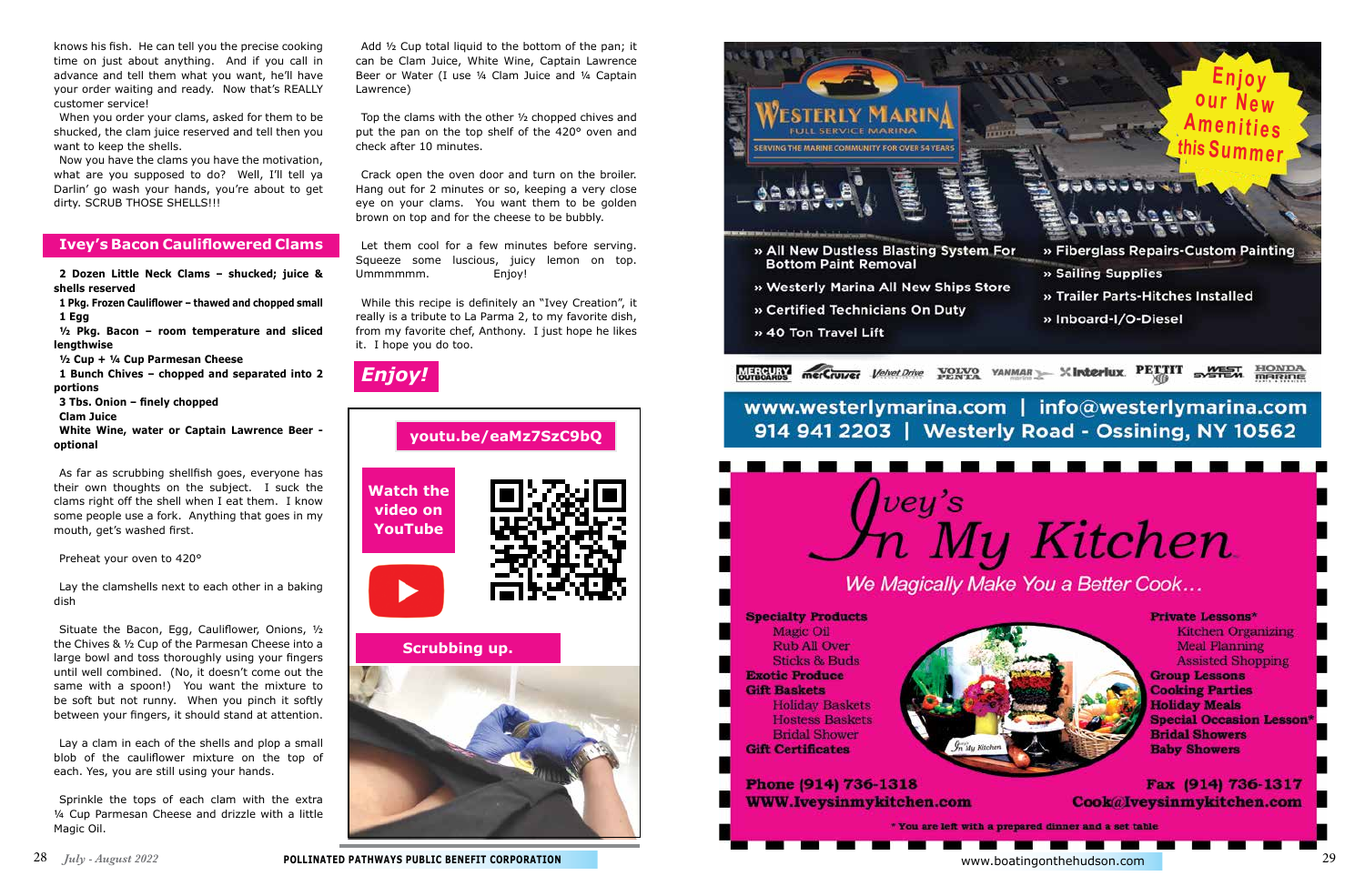knows his fish. He can tell you the precise cooking time on just about anything. And if you call in advance and tell them what you want, he'll have your order waiting and ready. Now that's REALLY customer service!

When you order your clams, asked for them to be shucked, the clam juice reserved and tell then you want to keep the shells.

Now you have the clams you have the motivation, what are you supposed to do? Well, I'll tell ya Darlin' go wash your hands, you're about to get dirty. SCRUB THOSE SHELLS!!!

## Ivey's Bacon Cauliflowered Clams

**2 Dozen Little Neck Clams – shucked; juice & shells reserved**
**1 Pkg. Frozen Cauliflower – thawed and chopped small**
**1 Egg**
**½ Pkg. Bacon – room temperature and sliced lengthwise**
**½ Cup + ¼ Cup Parmesan Cheese**
**1 Bunch Chives – chopped and separated into 2 portions**
**3 Tbs. Onion – finely chopped**
**Clam Juice**
**White Wine, water or Captain Lawrence Beer - optional**

As far as scrubbing shellfish goes, everyone has their own thoughts on the subject. I suck the clams right off the shell when I eat them. I know some people use a fork. Anything that goes in my mouth, get's washed first.

Preheat your oven to 420°

Lay the clamshells next to each other in a baking dish

Situate the Bacon, Egg, Cauliflower, Onions, ½ the Chives & ½ Cup of the Parmesan Cheese into a large bowl and toss thoroughly using your fingers until well combined. (No, it doesn't come out the same with a spoon!) You want the mixture to be soft but not runny. When you pinch it softly between your fingers, it should stand at attention.

Lay a clam in each of the shells and plop a small blob of the cauliflower mixture on the top of each. Yes, you are still using your hands.

Sprinkle the tops of each clam with the extra ¼ Cup Parmesan Cheese and drizzle with a little Magic Oil.

Add ½ Cup total liquid to the bottom of the pan; it can be Clam Juice, White Wine, Captain Lawrence Beer or Water (I use ¼ Clam Juice and ¼ Captain Lawrence)

Top the clams with the other ½ chopped chives and put the pan on the top shelf of the 420° oven and check after 10 minutes.

Crack open the oven door and turn on the broiler. Hang out for 2 minutes or so, keeping a very close eye on your clams. You want them to be golden brown on top and for the cheese to be bubbly.

Let them cool for a few minutes before serving. Squeeze some luscious, juicy lemon on top. Ummmmmm. Enjoy!

While this recipe is definitely an "Ivey Creation", it really is a tribute to La Parma 2, to my favorite dish, from my favorite chef, Anthony. I just hope he likes it. I hope you do too.

***Enjoy!***

youtu.be/eaMz7SzC9bQ

Watch the video on YouTube

Scrubbing up.

WESTERLY MARINA
FULL SERVICE MARINA
SERVING THE MARINE COMMUNITY FOR OVER 54 YEARS

Enjoy our New Amenities this Summer

» All New Dustless Blasting System For Bottom Paint Removal
» Westerly Marina All New Ships Store
» Certified Technicians On Duty
» 40 Ton Travel Lift
» Fiberglass Repairs-Custom Painting
» Sailing Supplies
» Trailer Parts-Hitches Installed
» Inboard-I/O-Diesel

www.westerlymarina.com | info@westerlymarina.com
914 941 2203 | Westerly Road - Ossining, NY 10562

Ivey's In My Kitchen
We Magically Make You a Better Cook…

**Specialty Products**
Magic Oil
Rub All Over
Sticks & Buds
**Exotic Produce**
**Gift Baskets**
Holiday Baskets
Hostess Baskets
Bridal Shower
**Gift Certificates**

**Private Lessons***
Kitchen Organizing
Meal Planning
Assisted Shopping
**Group Lessons**
**Cooking Parties**
**Holiday Meals**
**Special Occasion Lesson***
**Bridal Showers**
**Baby Showers**

**Phone (914) 736-1318**
**WWW.Iveysinmykitchen.com**
**Fax (914) 736-1317**
**Cook@Iveysinmykitchen.com**

* You are left with a prepared dinner and a set table